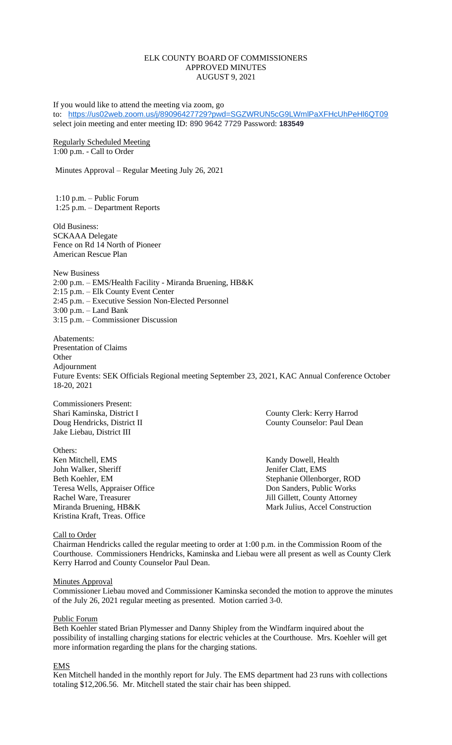# ELK COUNTY BOARD OF COMMISSIONERS
## APPROVED MINUTES
## AUGUST 9, 2021

If you would like to attend the meeting via zoom, go to: https://us02web.zoom.us/j/89096427729?pwd=SGZWRUN5cG9LWmlPaXFHcUhPeHl6QT09 select join meeting and enter meeting ID: 890 9642 7729 Password: **183549**

Regularly Scheduled Meeting
1:00 p.m. - Call to Order

Minutes Approval – Regular Meeting July 26, 2021

1:10 p.m. – Public Forum
1:25 p.m. – Department Reports

Old Business:
SCKAAA Delegate
Fence on Rd 14 North of Pioneer
American Rescue Plan

New Business
2:00 p.m. – EMS/Health Facility - Miranda Bruening, HB&K
2:15 p.m. – Elk County Event Center
2:45 p.m. – Executive Session Non-Elected Personnel
3:00 p.m. – Land Bank
3:15 p.m. – Commissioner Discussion

Abatements:
Presentation of Claims
Other
Adjournment
Future Events: SEK Officials Regional meeting September 23, 2021, KAC Annual Conference October 18-20, 2021

Commissioners Present:
Shari Kaminska, District I
Doug Hendricks, District II
Jake Liebau, District III

County Clerk: Kerry Harrod
County Counselor: Paul Dean

Others:
Ken Mitchell, EMS
John Walker, Sheriff
Beth Koehler, EM
Teresa Wells, Appraiser Office
Rachel Ware, Treasurer
Miranda Bruening, HB&K
Kristina Kraft, Treas. Office
Kandy Dowell, Health
Jenifer Clatt, EMS
Stephanie Ollenborger, ROD
Don Sanders, Public Works
Jill Gillett, County Attorney
Mark Julius, Accel Construction

Call to Order
Chairman Hendricks called the regular meeting to order at 1:00 p.m. in the Commission Room of the Courthouse. Commissioners Hendricks, Kaminska and Liebau were all present as well as County Clerk Kerry Harrod and County Counselor Paul Dean.

Minutes Approval
Commissioner Liebau moved and Commissioner Kaminska seconded the motion to approve the minutes of the July 26, 2021 regular meeting as presented. Motion carried 3-0.

Public Forum
Beth Koehler stated Brian Plymesser and Danny Shipley from the Windfarm inquired about the possibility of installing charging stations for electric vehicles at the Courthouse. Mrs. Koehler will get more information regarding the plans for the charging stations.

EMS
Ken Mitchell handed in the monthly report for July. The EMS department had 23 runs with collections totaling $12,206.56. Mr. Mitchell stated the stair chair has been shipped.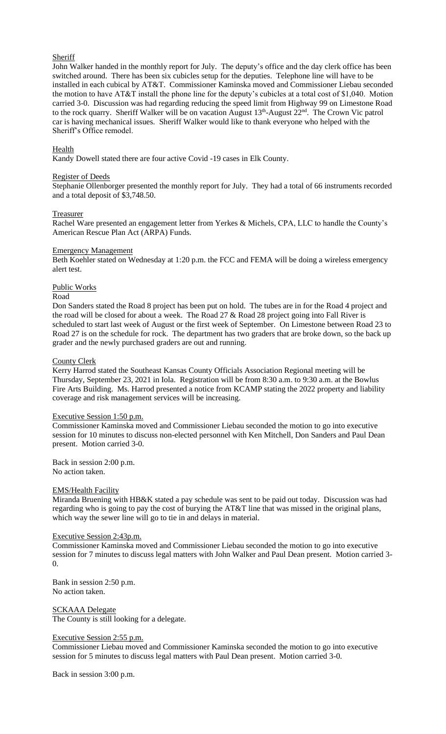## Sheriff

John Walker handed in the monthly report for July. The deputy's office and the day clerk office has been switched around. There has been six cubicles setup for the deputies. Telephone line will have to be installed in each cubical by AT&T. Commissioner Kaminska moved and Commissioner Liebau seconded the motion to have AT&T install the phone line for the deputy's cubicles at a total cost of $1,040. Motion carried 3-0. Discussion was had regarding reducing the speed limit from Highway 99 on Limestone Road to the rock quarry. Sheriff Walker will be on vacation August 13th-August 22nd. The Crown Vic patrol car is having mechanical issues. Sheriff Walker would like to thank everyone who helped with the Sheriff's Office remodel.

## Health

Kandy Dowell stated there are four active Covid -19 cases in Elk County.

## Register of Deeds

Stephanie Ollenborger presented the monthly report for July. They had a total of 66 instruments recorded and a total deposit of $3,748.50.

## Treasurer

Rachel Ware presented an engagement letter from Yerkes & Michels, CPA, LLC to handle the County's American Rescue Plan Act (ARPA) Funds.

## Emergency Management

Beth Koehler stated on Wednesday at 1:20 p.m. the FCC and FEMA will be doing a wireless emergency alert test.

## Public Works

### Road

Don Sanders stated the Road 8 project has been put on hold. The tubes are in for the Road 4 project and the road will be closed for about a week. The Road 27 & Road 28 project going into Fall River is scheduled to start last week of August or the first week of September. On Limestone between Road 23 to Road 27 is on the schedule for rock. The department has two graders that are broke down, so the back up grader and the newly purchased graders are out and running.

## County Clerk

Kerry Harrod stated the Southeast Kansas County Officials Association Regional meeting will be Thursday, September 23, 2021 in Iola. Registration will be from 8:30 a.m. to 9:30 a.m. at the Bowlus Fire Arts Building. Ms. Harrod presented a notice from KCAMP stating the 2022 property and liability coverage and risk management services will be increasing.

## Executive Session 1:50 p.m.

Commissioner Kaminska moved and Commissioner Liebau seconded the motion to go into executive session for 10 minutes to discuss non-elected personnel with Ken Mitchell, Don Sanders and Paul Dean present. Motion carried 3-0.

Back in session 2:00 p.m.
No action taken.

## EMS/Health Facility

Miranda Bruening with HB&K stated a pay schedule was sent to be paid out today. Discussion was had regarding who is going to pay the cost of burying the AT&T line that was missed in the original plans, which way the sewer line will go to tie in and delays in material.

## Executive Session 2:43p.m.

Commissioner Kaminska moved and Commissioner Liebau seconded the motion to go into executive session for 7 minutes to discuss legal matters with John Walker and Paul Dean present. Motion carried 3-0.

Bank in session 2:50 p.m.
No action taken.

## SCKAAA Delegate

The County is still looking for a delegate.

## Executive Session 2:55 p.m.

Commissioner Liebau moved and Commissioner Kaminska seconded the motion to go into executive session for 5 minutes to discuss legal matters with Paul Dean present. Motion carried 3-0.

Back in session 3:00 p.m.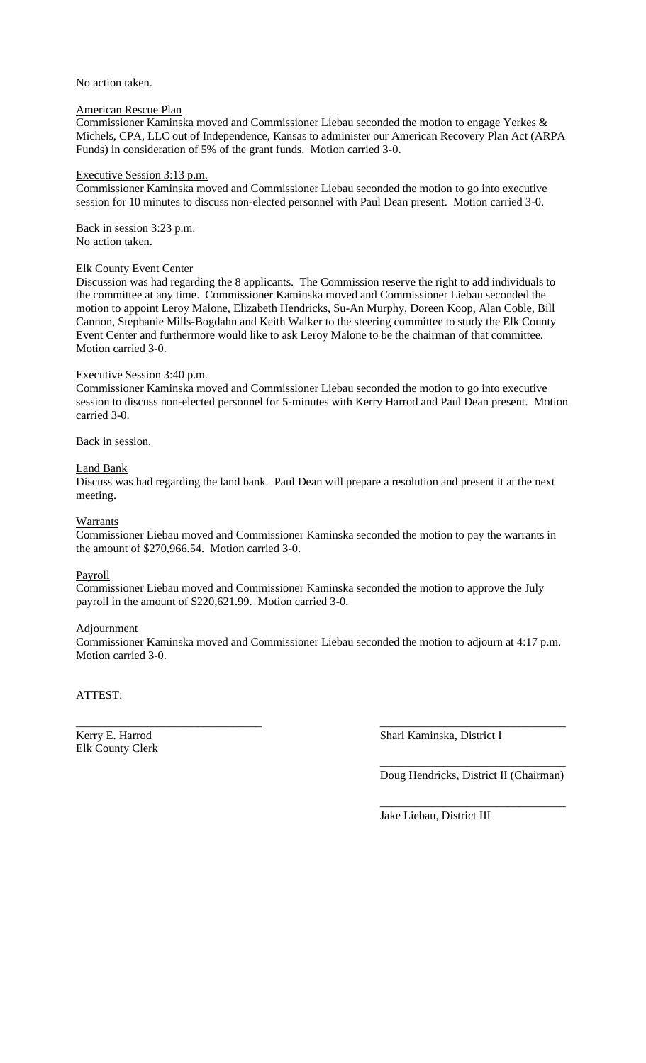No action taken.

American Rescue Plan

Commissioner Kaminska moved and Commissioner Liebau seconded the motion to engage Yerkes & Michels, CPA, LLC out of Independence, Kansas to administer our American Recovery Plan Act (ARPA Funds) in consideration of 5% of the grant funds. Motion carried 3-0.

Executive Session 3:13 p.m.

Commissioner Kaminska moved and Commissioner Liebau seconded the motion to go into executive session for 10 minutes to discuss non-elected personnel with Paul Dean present. Motion carried 3-0.

Back in session 3:23 p.m.
No action taken.

Elk County Event Center

Discussion was had regarding the 8 applicants. The Commission reserve the right to add individuals to the committee at any time. Commissioner Kaminska moved and Commissioner Liebau seconded the motion to appoint Leroy Malone, Elizabeth Hendricks, Su-An Murphy, Doreen Koop, Alan Coble, Bill Cannon, Stephanie Mills-Bogdahn and Keith Walker to the steering committee to study the Elk County Event Center and furthermore would like to ask Leroy Malone to be the chairman of that committee. Motion carried 3-0.

Executive Session 3:40 p.m.

Commissioner Kaminska moved and Commissioner Liebau seconded the motion to go into executive session to discuss non-elected personnel for 5-minutes with Kerry Harrod and Paul Dean present. Motion carried 3-0.

Back in session.

Land Bank

Discuss was had regarding the land bank. Paul Dean will prepare a resolution and present it at the next meeting.

Warrants

Commissioner Liebau moved and Commissioner Kaminska seconded the motion to pay the warrants in the amount of $270,966.54. Motion carried 3-0.

Payroll

Commissioner Liebau moved and Commissioner Kaminska seconded the motion to approve the July payroll in the amount of $220,621.99. Motion carried 3-0.

Adjournment

Commissioner Kaminska moved and Commissioner Liebau seconded the motion to adjourn at 4:17 p.m. Motion carried 3-0.

ATTEST:

\_\_\_\_\_\_\_\_\_\_\_\_\_\_\_\_\_\_\_\_\_\_\_\_\_\_\_\_\_\_\_\_
Kerry E. Harrod
Elk County Clerk

\_\_\_\_\_\_\_\_\_\_\_\_\_\_\_\_\_\_\_\_\_\_\_\_\_\_\_\_\_\_\_\_
Shari Kaminska, District I

\_\_\_\_\_\_\_\_\_\_\_\_\_\_\_\_\_\_\_\_\_\_\_\_\_\_\_\_\_\_\_\_
Doug Hendricks, District II (Chairman)

\_\_\_\_\_\_\_\_\_\_\_\_\_\_\_\_\_\_\_\_\_\_\_\_\_\_\_\_\_\_\_\_
Jake Liebau, District III